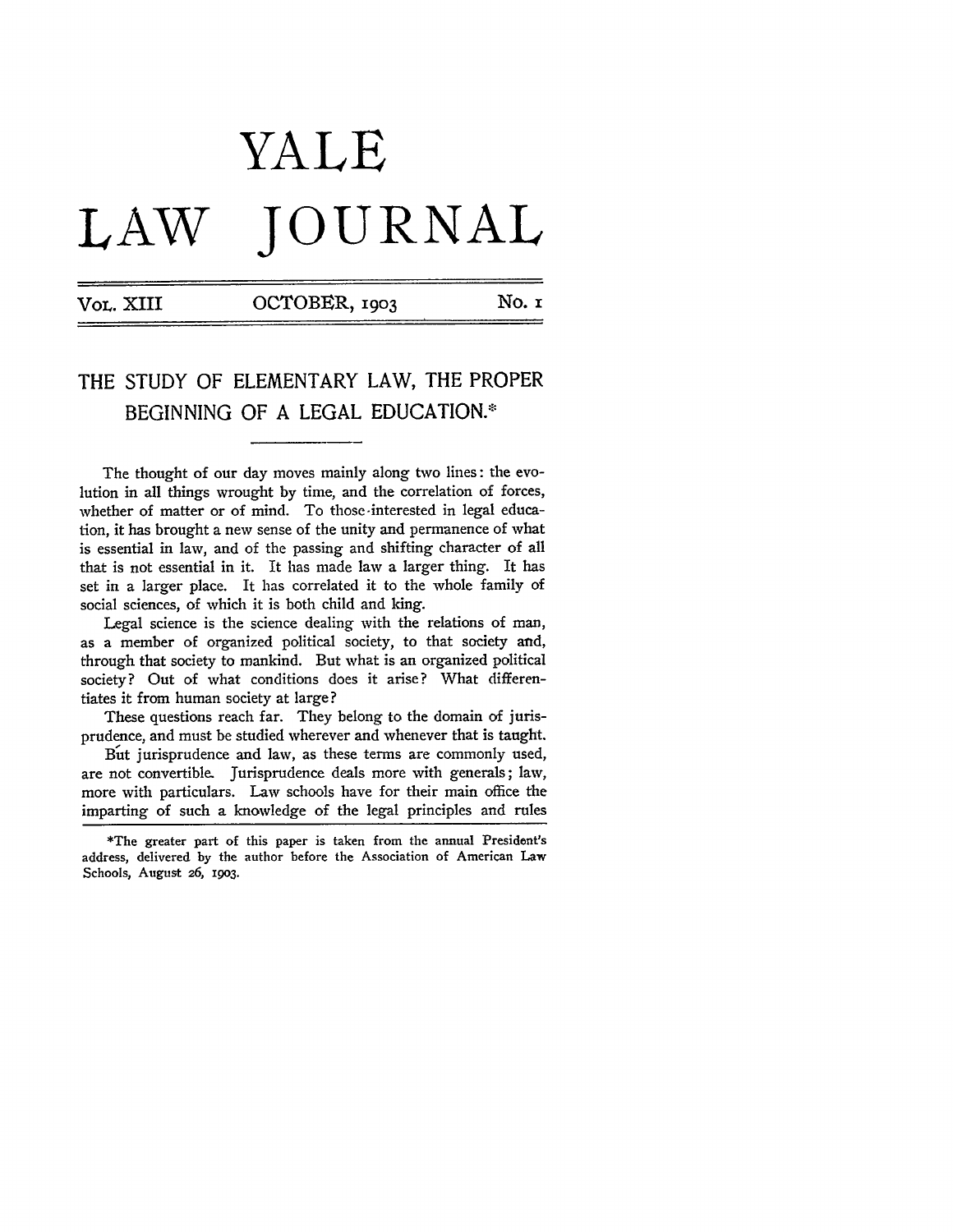# YALE LAW JOURNAL

Vol. XIII — OCTOBER, 1903 — No. 1

## THE STUDY OF ELEMENTARY LAW, THE PROPER BEGINNING OF A LEGAL EDUCATION.*

The thought of our day moves mainly along two lines: the evolution in all things wrought by time, and the correlation of forces, whether of matter or of mind. To those interested in legal education, it has brought a new sense of the unity and permanence of what is essential in law, and of the passing and shifting character of all that is not essential in it. It has made law a larger thing. It has set in a larger place. It has correlated it to the whole family of social sciences, of which it is both child and king.

Legal science is the science dealing with the relations of man, as a member of organized political society, to that society and, through that society to mankind. But what is an organized political society? Out of what conditions does it arise? What differentiates it from human society at large?

These questions reach far. They belong to the domain of jurisprudence, and must be studied wherever and whenever that is taught.

But jurisprudence and law, as these terms are commonly used, are not convertible. Jurisprudence deals more with generals; law, more with particulars. Law schools have for their main office the imparting of such a knowledge of the legal principles and rules

*The greater part of this paper is taken from the annual President's address, delivered by the author before the Association of American Law Schools, August 26, 1903.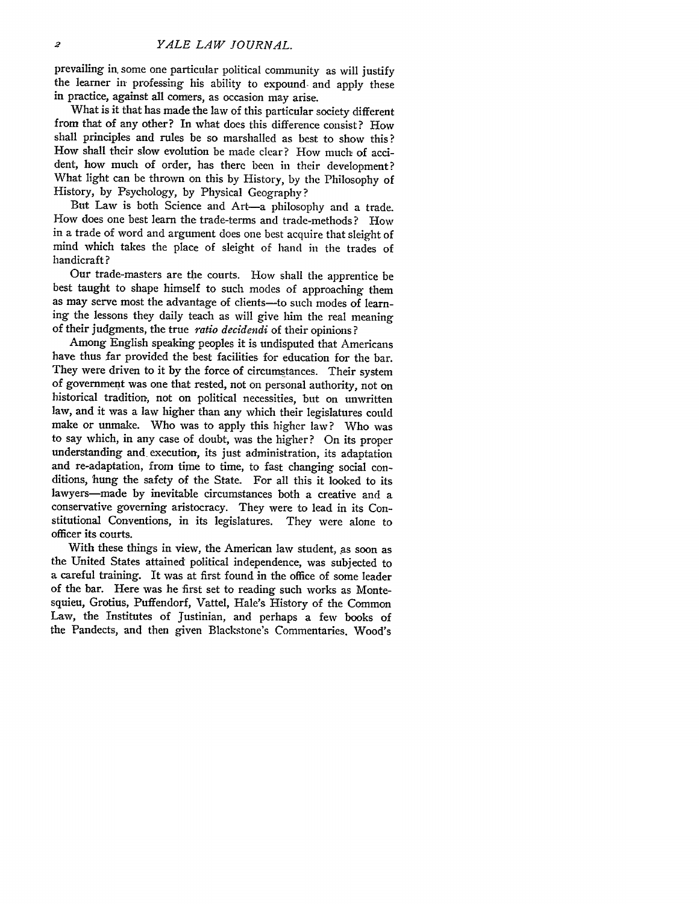prevailing in some one particular political community as will justify the learner in professing his ability to expound and apply these in practice, against all comers, as occasion may arise.

What is it that has made the law of this particular society different from that of any other? In what does this difference consist? How shall principles and rules be so marshalled as best to show this? How shall their slow evolution be made clear? How much of accident, how much of order, has there been in their development? What light can be thrown on this by History, by the Philosophy of History, by Psychology, by Physical Geography?

But Law is both Science and Art—a philosophy and a trade. How does one best learn the trade-terms and trade-methods? How in a trade of word and argument does one best acquire that sleight of mind which takes the place of sleight of hand in the trades of handicraft?

Our trade-masters are the courts. How shall the apprentice be best taught to shape himself to such modes of approaching them as may serve most the advantage of clients—to such modes of learning the lessons they daily teach as will give him the real meaning of their judgments, the true *ratio decidendi* of their opinions?

Among English speaking peoples it is undisputed that Americans have thus far provided the best facilities for education for the bar. They were driven to it by the force of circumstances. Their system of government was one that rested, not on personal authority, not on historical tradition, not on political necessities, but on unwritten law, and it was a law higher than any which their legislatures could make or unmake. Who was to apply this higher law? Who was to say which, in any case of doubt, was the higher? On its proper understanding and execution, its just administration, its adaptation and re-adaptation, from time to time, to fast changing social conditions, hung the safety of the State. For all this it looked to its lawyers—made by inevitable circumstances both a creative and a conservative governing aristocracy. They were to lead in its Constitutional Conventions, in its legislatures. They were alone to officer its courts.

With these things in view, the American law student, as soon as the United States attained political independence, was subjected to a careful training. It was at first found in the office of some leader of the bar. Here was he first set to reading such works as Montesquieu, Grotius, Puffendorf, Vattel, Hale's History of the Common Law, the Institutes of Justinian, and perhaps a few books of the Pandects, and then given Blackstone's Commentaries. Wood's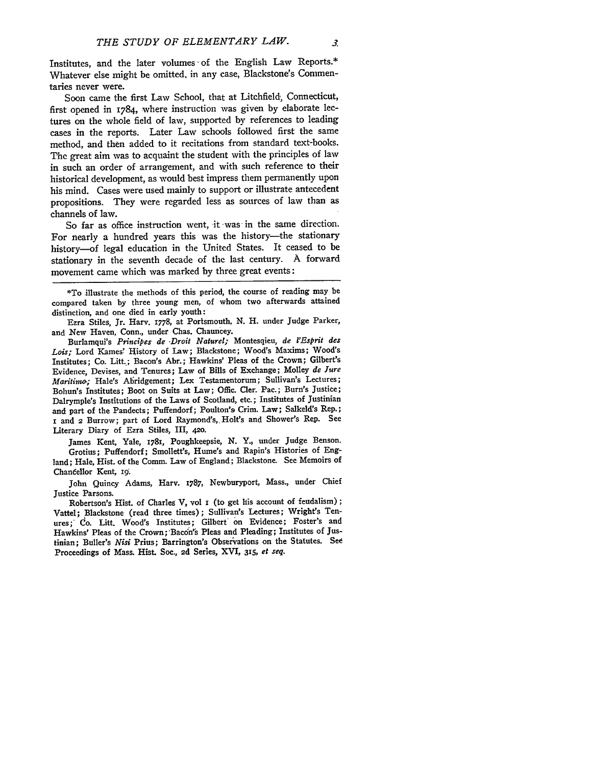Institutes, and the later volumes of the English Law Reports.* Whatever else might be omitted, in any case, Blackstone's Commentaries never were.

Soon came the first Law School, that at Litchfield, Connecticut, first opened in 1784, where instruction was given by elaborate lectures on the whole field of law, supported by references to leading cases in the reports. Later Law schools followed first the same method, and then added to it recitations from standard text-books. The great aim was to acquaint the student with the principles of law in such an order of arrangement, and with such reference to their historical development, as would best impress them permanently upon his mind. Cases were used mainly to support or illustrate antecedent propositions. They were regarded less as sources of law than as channels of law.

So far as office instruction went, it was in the same direction. For nearly a hundred years this was the history—the stationary history—of legal education in the United States. It ceased to be stationary in the seventh decade of the last century. A forward movement came which was marked by three great events:

---

*To illustrate the methods of this period, the course of reading may be compared taken by three young men, of whom two afterwards attained distinction, and one died in early youth:

Ezra Stiles, Jr. Harv. 1778, at Portsmouth, N. H. under Judge Parker, and New Haven, Conn., under Chas. Chauncey.

Burlamqui's *Principes de Droit Naturel;* Montesqieu, *de l'Esprit des Lois;* Lord Kames' History of Law; Blackstone; Wood's Maxims; Wood's Institutes; Co. Litt.; Bacon's Abr.; Hawkins' Pleas of the Crown; Gilbert's Evidence, Devises, and Tenures; Law of Bills of Exchange; Molley *de Jure Maritimo;* Hale's Abridgement; Lex Testamentorum; Sullivan's Lectures; Bohun's Institutes; Boot on Suits at Law; Offic. Cler. Pac.; Burn's Justice; Dalrymple's Institutions of the Laws of Scotland, etc.; Institutes of Justinian and part of the Pandects; Puffendorf; Poulton's Crim. Law; Salkeld's Rep.; 1 and 2 Burrow; part of Lord Raymond's, Holt's and Shower's Rep. See Literary Diary of Ezra Stiles, III, 420.

James Kent, Yale, 1781, Poughkeepsie, N. Y., under Judge Benson. Grotius; Puffendorf; Smollett's, Hume's and Rapin's Histories of England; Hale, Hist. of the Comm. Law of England; Blackstone. See Memoirs of Chancellor Kent, 19.

John Quincy Adams, Harv. 1787, Newburyport, Mass., under Chief Justice Parsons.

Robertson's Hist. of Charles V, vol 1 (to get his account of feudalism); Vattel; Blackstone (read three times); Sullivan's Lectures; Wright's Tenures; Co. Litt. Wood's Institutes; Gilbert on Evidence; Foster's and Hawkins' Pleas of the Crown; Bacon's Pleas and Pleading; Institutes of Justinian; Buller's *Nisi* Prius; Barrington's Observations on the Statutes. See Proceedings of Mass. Hist. Soc., 2d Series, XVI, 315, *et seq.*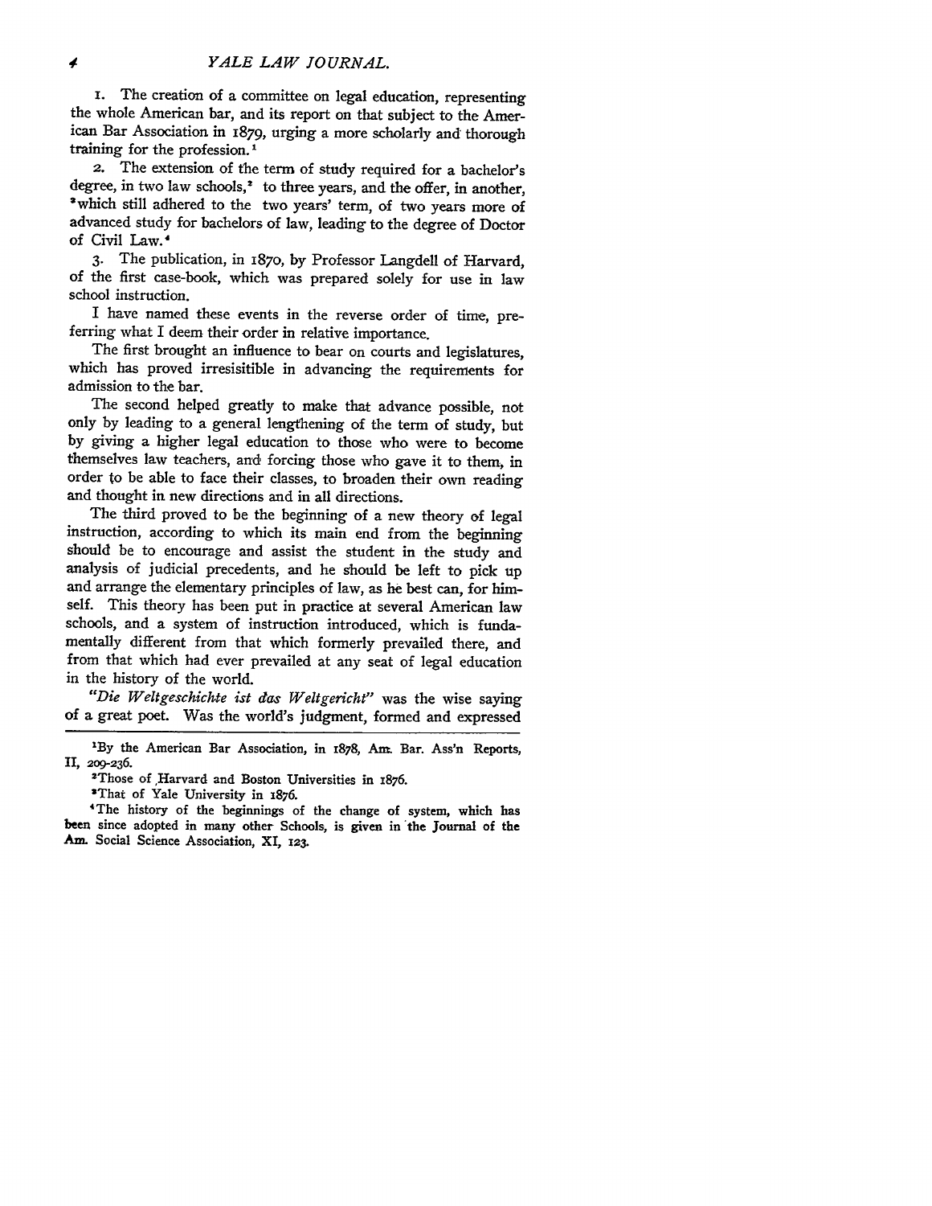1. The creation of a committee on legal education, representing the whole American bar, and its report on that subject to the American Bar Association in 1879, urging a more scholarly and thorough training for the profession.[1]

2. The extension of the term of study required for a bachelor's degree, in two law schools,[2] to three years, and the offer, in another,[3] which still adhered to the two years' term, of two years more of advanced study for bachelors of law, leading to the degree of Doctor of Civil Law.[4]

3. The publication, in 1870, by Professor Langdell of Harvard, of the first case-book, which was prepared solely for use in law school instruction.

I have named these events in the reverse order of time, preferring what I deem their order in relative importance.

The first brought an influence to bear on courts and legislatures, which has proved irresisitible in advancing the requirements for admission to the bar.

The second helped greatly to make that advance possible, not only by leading to a general lengthening of the term of study, but by giving a higher legal education to those who were to become themselves law teachers, and forcing those who gave it to them, in order to be able to face their classes, to broaden their own reading and thought in new directions and in all directions.

The third proved to be the beginning of a new theory of legal instruction, according to which its main end from the beginning should be to encourage and assist the student in the study and analysis of judicial precedents, and he should be left to pick up and arrange the elementary principles of law, as he best can, for himself. This theory has been put in practice at several American law schools, and a system of instruction introduced, which is fundamentally different from that which formerly prevailed there, and from that which had ever prevailed at any seat of legal education in the history of the world.

*"Die Weltgeschichte ist das Weltgericht"* was the wise saying of a great poet. Was the world's judgment, formed and expressed

---

[1] By the American Bar Association, in 1878, Am. Bar. Ass'n Reports, II, 209-236.

[2] Those of Harvard and Boston Universities in 1876.

[3] That of Yale University in 1876.

[4] The history of the beginnings of the change of system, which has been since adopted in many other Schools, is given in the Journal of the Am. Social Science Association, XI, 123.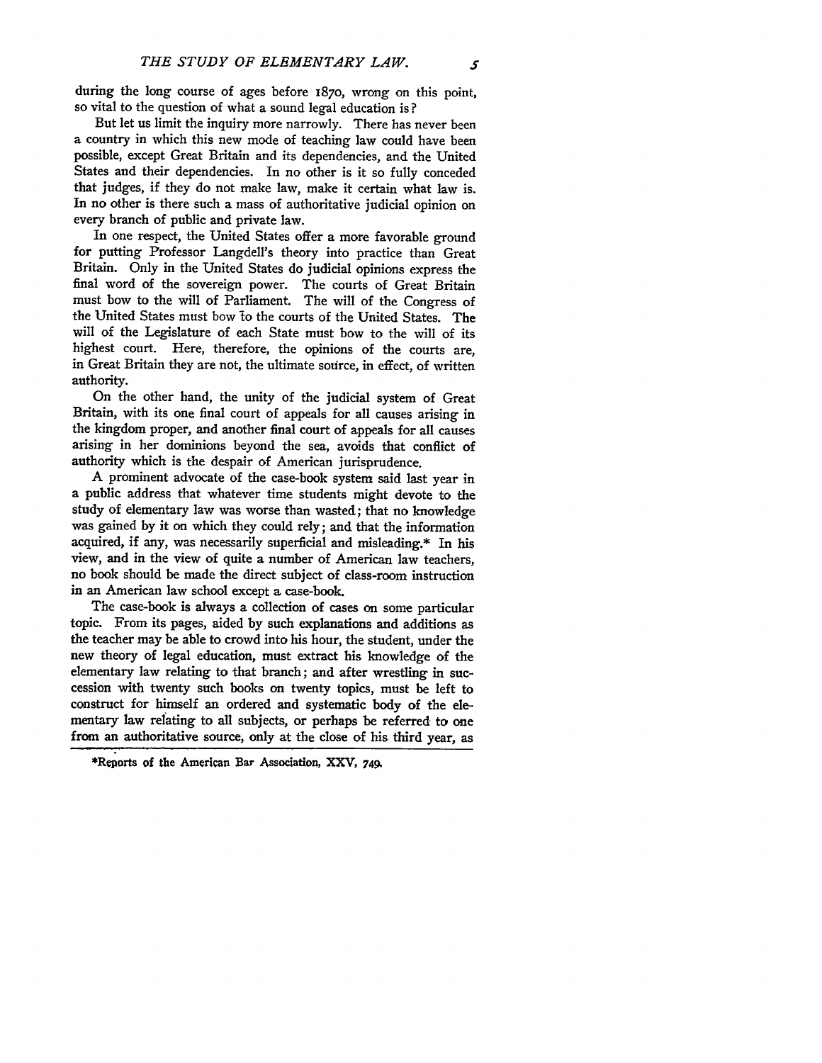during the long course of ages before 1870, wrong on this point, so vital to the question of what a sound legal education is?

But let us limit the inquiry more narrowly. There has never been a country in which this new mode of teaching law could have been possible, except Great Britain and its dependencies, and the United States and their dependencies. In no other is it so fully conceded that judges, if they do not make law, make it certain what law is. In no other is there such a mass of authoritative judicial opinion on every branch of public and private law.

In one respect, the United States offer a more favorable ground for putting Professor Langdell's theory into practice than Great Britain. Only in the United States do judicial opinions express the final word of the sovereign power. The courts of Great Britain must bow to the will of Parliament. The will of the Congress of the United States must bow to the courts of the United States. The will of the Legislature of each State must bow to the will of its highest court. Here, therefore, the opinions of the courts are, in Great Britain they are not, the ultimate source, in effect, of written authority.

On the other hand, the unity of the judicial system of Great Britain, with its one final court of appeals for all causes arising in the kingdom proper, and another final court of appeals for all causes arising in her dominions beyond the sea, avoids that conflict of authority which is the despair of American jurisprudence.

A prominent advocate of the case-book system said last year in a public address that whatever time students might devote to the study of elementary law was worse than wasted; that no knowledge was gained by it on which they could rely; and that the information acquired, if any, was necessarily superficial and misleading.* In his view, and in the view of quite a number of American law teachers, no book should be made the direct subject of class-room instruction in an American law school except a case-book.

The case-book is always a collection of cases on some particular topic. From its pages, aided by such explanations and additions as the teacher may be able to crowd into his hour, the student, under the new theory of legal education, must extract his knowledge of the elementary law relating to that branch; and after wrestling in succession with twenty such books on twenty topics, must be left to construct for himself an ordered and systematic body of the elementary law relating to all subjects, or perhaps be referred to one from an authoritative source, only at the close of his third year, as

*Reports of the American Bar Association, XXV, 749.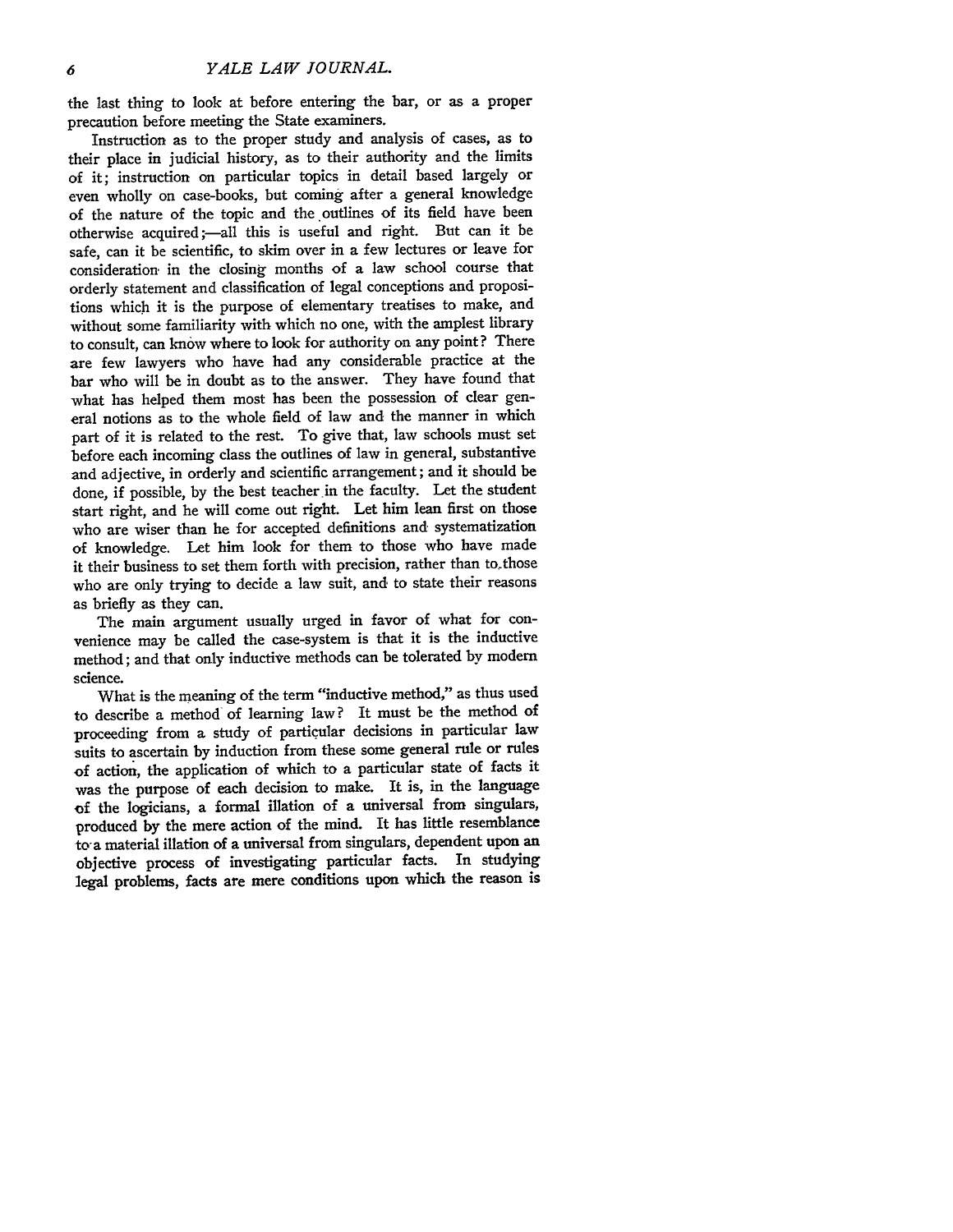the last thing to look at before entering the bar, or as a proper precaution before meeting the State examiners.

Instruction as to the proper study and analysis of cases, as to their place in judicial history, as to their authority and the limits of it; instruction on particular topics in detail based largely or even wholly on case-books, but coming after a general knowledge of the nature of the topic and the outlines of its field have been otherwise acquired;—all this is useful and right. But can it be safe, can it be scientific, to skim over in a few lectures or leave for consideration in the closing months of a law school course that orderly statement and classification of legal conceptions and propositions which it is the purpose of elementary treatises to make, and without some familiarity with which no one, with the amplest library to consult, can know where to look for authority on any point? There are few lawyers who have had any considerable practice at the bar who will be in doubt as to the answer. They have found that what has helped them most has been the possession of clear general notions as to the whole field of law and the manner in which part of it is related to the rest. To give that, law schools must set before each incoming class the outlines of law in general, substantive and adjective, in orderly and scientific arrangement; and it should be done, if possible, by the best teacher in the faculty. Let the student start right, and he will come out right. Let him lean first on those who are wiser than he for accepted definitions and systematization of knowledge. Let him look for them to those who have made it their business to set them forth with precision, rather than to those who are only trying to decide a law suit, and to state their reasons as briefly as they can.

The main argument usually urged in favor of what for convenience may be called the case-system is that it is the inductive method; and that only inductive methods can be tolerated by modern science.

What is the meaning of the term "inductive method," as thus used to describe a method of learning law? It must be the method of proceeding from a study of particular decisions in particular law suits to ascertain by induction from these some general rule or rules of action, the application of which to a particular state of facts it was the purpose of each decision to make. It is, in the language of the logicians, a formal illation of a universal from singulars, produced by the mere action of the mind. It has little resemblance to a material illation of a universal from singulars, dependent upon an objective process of investigating particular facts. In studying legal problems, facts are mere conditions upon which the reason is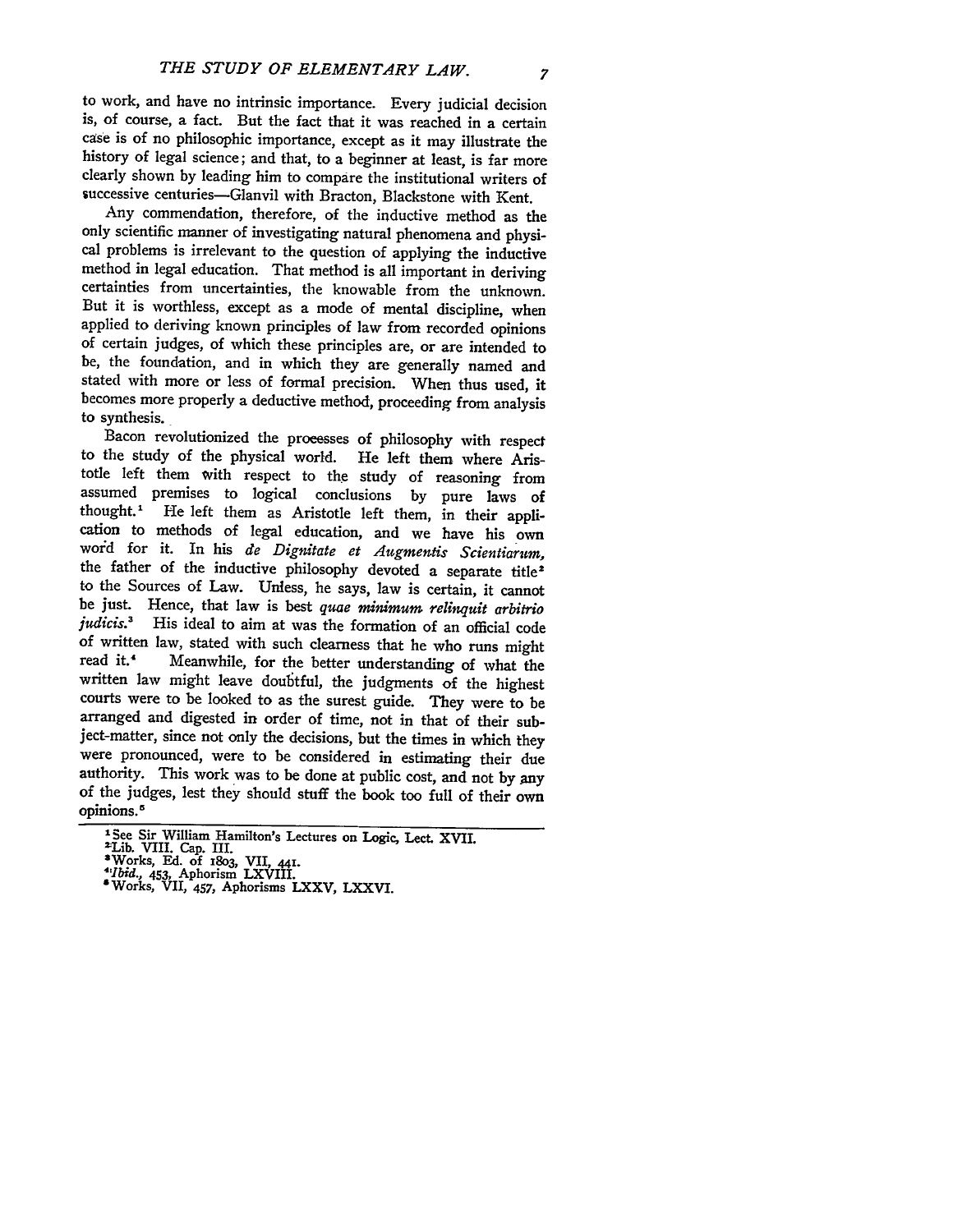to work, and have no intrinsic importance. Every judicial decision is, of course, a fact. But the fact that it was reached in a certain case is of no philosophic importance, except as it may illustrate the history of legal science; and that, to a beginner at least, is far more clearly shown by leading him to compare the institutional writers of successive centuries—Glanvil with Bracton, Blackstone with Kent.

Any commendation, therefore, of the inductive method as the only scientific manner of investigating natural phenomena and physical problems is irrelevant to the question of applying the inductive method in legal education. That method is all important in deriving certainties from uncertainties, the knowable from the unknown. But it is worthless, except as a mode of mental discipline, when applied to deriving known principles of law from recorded opinions of certain judges, of which these principles are, or are intended to be, the foundation, and in which they are generally named and stated with more or less of formal precision. When thus used, it becomes more properly a deductive method, proceeding from analysis to synthesis.

Bacon revolutionized the processes of philosophy with respect to the study of the physical world. He left them where Aristotle left them with respect to the study of reasoning from assumed premises to logical conclusions by pure laws of thought.[1] He left them as Aristotle left them, in their application to methods of legal education, and we have his own word for it. In his *de Dignitate et Augmentis Scientiarum*, the father of the inductive philosophy devoted a separate title[2] to the Sources of Law. Unless, he says, law is certain, it cannot be just. Hence, that law is best *quae minimum relinquit arbitrio judicis.*[3] His ideal to aim at was the formation of an official code of written law, stated with such clearness that he who runs might read it.[4] Meanwhile, for the better understanding of what the written law might leave doubtful, the judgments of the highest courts were to be looked to as the surest guide. They were to be arranged and digested in order of time, not in that of their subject-matter, since not only the decisions, but the times in which they were pronounced, were to be considered in estimating their due authority. This work was to be done at public cost, and not by any of the judges, lest they should stuff the book too full of their own opinions.[5]

---

[1] See Sir William Hamilton's Lectures on Logic, Lect. XVII.
[2] Lib. VIII. Cap. III.
[3] Works, Ed. of 1803, VII, 441.
[4] *Ibid.*, 453, Aphorism LXVIII.
[5] Works, VII, 457, Aphorisms LXXV, LXXVI.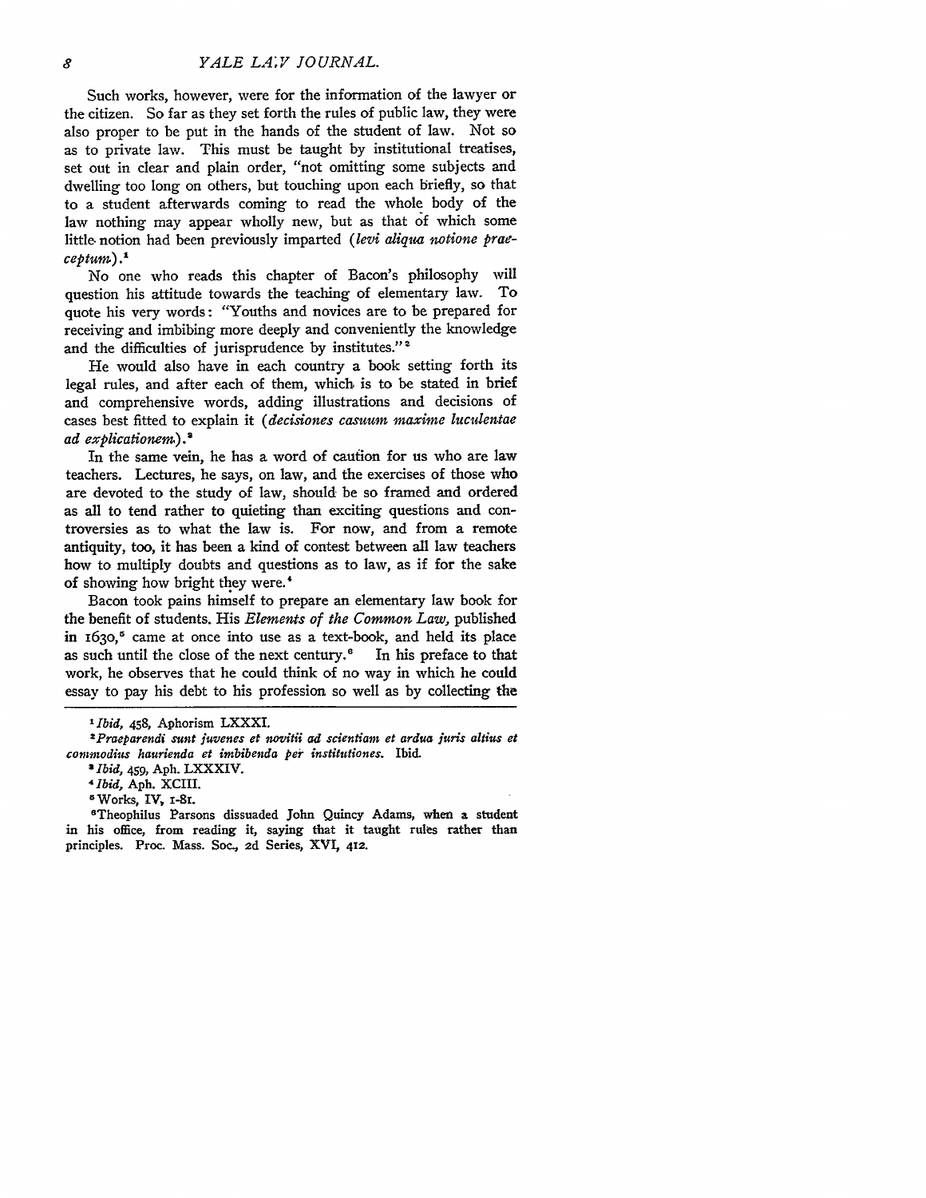Such works, however, were for the information of the lawyer or the citizen. So far as they set forth the rules of public law, they were also proper to be put in the hands of the student of law. Not so as to private law. This must be taught by institutional treatises, set out in clear and plain order, "not omitting some subjects and dwelling too long on others, but touching upon each briefly, so that to a student afterwards coming to read the whole body of the law nothing may appear wholly new, but as that of which some little notion had been previously imparted (*levi aliqua notione praeceptum*).[1]

No one who reads this chapter of Bacon's philosophy will question his attitude towards the teaching of elementary law. To quote his very words: "Youths and novices are to be prepared for receiving and imbibing more deeply and conveniently the knowledge and the difficulties of jurisprudence by institutes."[2]

He would also have in each country a book setting forth its legal rules, and after each of them, which is to be stated in brief and comprehensive words, adding illustrations and decisions of cases best fitted to explain it (*decisiones casuum maxime luculentae ad explicationem*).[3]

In the same vein, he has a word of caution for us who are law teachers. Lectures, he says, on law, and the exercises of those who are devoted to the study of law, should be so framed and ordered as all to tend rather to quieting than exciting questions and controversies as to what the law is. For now, and from a remote antiquity, too, it has been a kind of contest between all law teachers how to multiply doubts and questions as to law, as if for the sake of showing how bright they were.[4]

Bacon took pains himself to prepare an elementary law book for the benefit of students. His *Elements of the Common Law,* published in 1630,[5] came at once into use as a text-book, and held its place as such until the close of the next century.[6] In his preface to that work, he observes that he could think of no way in which he could essay to pay his debt to his profession so well as by collecting the

---

[1] *Ibid,* 458, Aphorism LXXXI.

[2] *Praeparendi sunt juvenes et novitii ad scientiam et ardua juris altius et commodius haurienda et imbibenda per institutiones.* Ibid.

[3] *Ibid,* 459, Aph. LXXXIV.

[4] *Ibid,* Aph. XCIII.

[5] Works, IV, 1-81.

[6] Theophilus Parsons dissuaded John Quincy Adams, when a student in his office, from reading it, saying that it taught rules rather than principles. Proc. Mass. Soc., 2d Series, XVI, 412.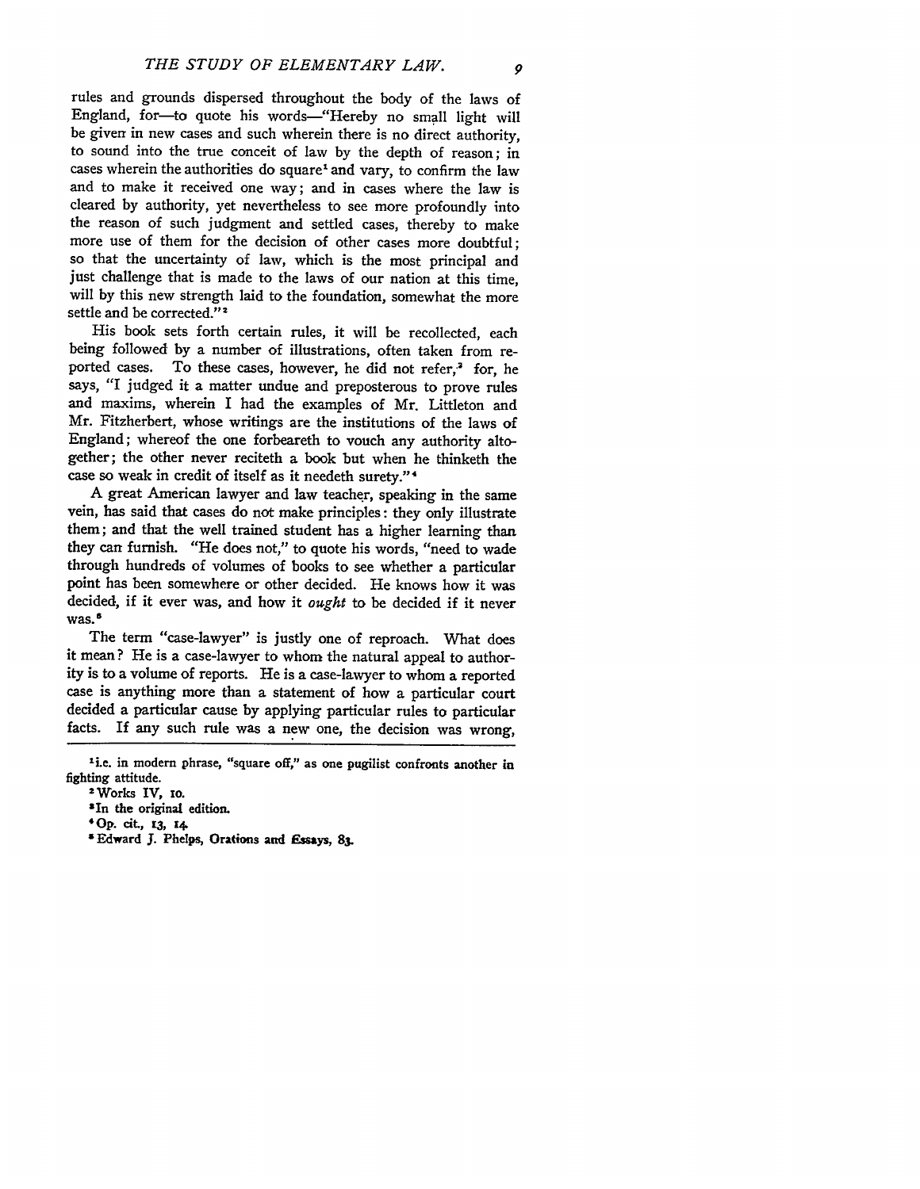rules and grounds dispersed throughout the body of the laws of England, for—to quote his words—"Hereby no small light will be given in new cases and such wherein there is no direct authority, to sound into the true conceit of law by the depth of reason; in cases wherein the authorities do square[1] and vary, to confirm the law and to make it received one way; and in cases where the law is cleared by authority, yet nevertheless to see more profoundly into the reason of such judgment and settled cases, thereby to make more use of them for the decision of other cases more doubtful; so that the uncertainty of law, which is the most principal and just challenge that is made to the laws of our nation at this time, will by this new strength laid to the foundation, somewhat the more settle and be corrected."[2]

His book sets forth certain rules, it will be recollected, each being followed by a number of illustrations, often taken from reported cases. To these cases, however, he did not refer,[3] for, he says, "I judged it a matter undue and preposterous to prove rules and maxims, wherein I had the examples of Mr. Littleton and Mr. Fitzherbert, whose writings are the institutions of the laws of England; whereof the one forbeareth to vouch any authority altogether; the other never reciteth a book but when he thinketh the case so weak in credit of itself as it needeth surety."[4]

A great American lawyer and law teacher, speaking in the same vein, has said that cases do not make principles: they only illustrate them; and that the well trained student has a higher learning than they can furnish. "He does not," to quote his words, "need to wade through hundreds of volumes of books to see whether a particular point has been somewhere or other decided. He knows how it was decided, if it ever was, and how it *ought* to be decided if it never was.[5]

The term "case-lawyer" is justly one of reproach. What does it mean? He is a case-lawyer to whom the natural appeal to authority is to a volume of reports. He is a case-lawyer to whom a reported case is anything more than a statement of how a particular court decided a particular cause by applying particular rules to particular facts. If any such rule was a new one, the decision was wrong,

---

[1] i.e. in modern phrase, "square off," as one pugilist confronts another in fighting attitude.

[2] Works IV, 10.

[3] In the original edition.

[4] Op. cit., 13, 14.

[5] Edward J. Phelps, Orations and Essays, 83.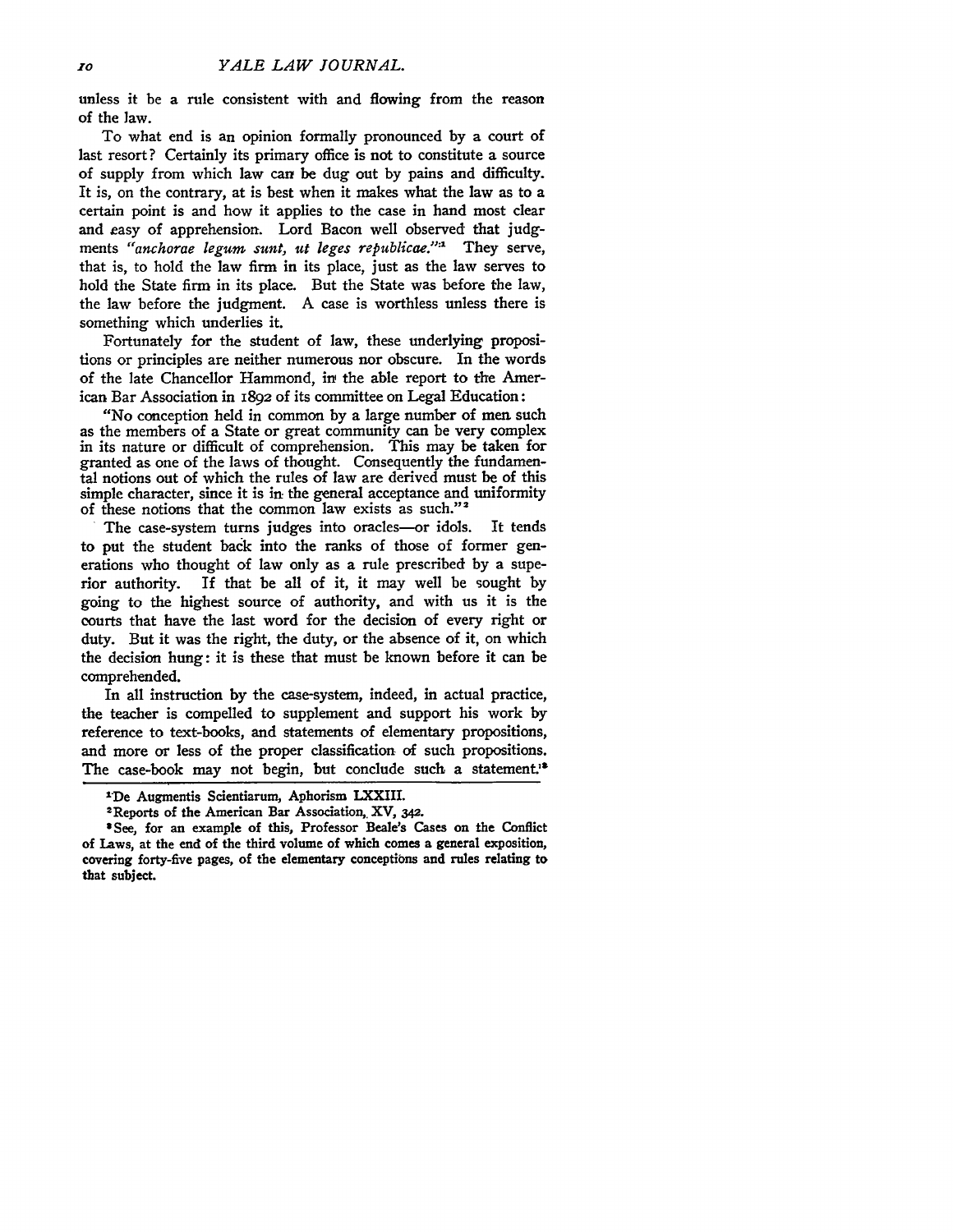unless it be a rule consistent with and flowing from the reason of the law.

To what end is an opinion formally pronounced by a court of last resort? Certainly its primary office is not to constitute a source of supply from which law can be dug out by pains and difficulty. It is, on the contrary, at is best when it makes what the law as to a certain point is and how it applies to the case in hand most clear and easy of apprehension. Lord Bacon well observed that judgments *"anchorae legum sunt, ut leges republicae."*[1] They serve, that is, to hold the law firm in its place, just as the law serves to hold the State firm in its place. But the State was before the law, the law before the judgment. A case is worthless unless there is something which underlies it.

Fortunately for the student of law, these underlying propositions or principles are neither numerous nor obscure. In the words of the late Chancellor Hammond, in the able report to the American Bar Association in 1892 of its committee on Legal Education:

"No conception held in common by a large number of men such as the members of a State or great community can be very complex in its nature or difficult of comprehension. This may be taken for granted as one of the laws of thought. Consequently the fundamental notions out of which the rules of law are derived must be of this simple character, since it is in the general acceptance and uniformity of these notions that the common law exists as such."[2]

The case-system turns judges into oracles—or idols. It tends to put the student back into the ranks of those of former generations who thought of law only as a rule prescribed by a superior authority. If that be all of it, it may well be sought by going to the highest source of authority, and with us it is the courts that have the last word for the decision of every right or duty. But it was the right, the duty, or the absence of it, on which the decision hung: it is these that must be known before it can be comprehended.

In all instruction by the case-system, indeed, in actual practice, the teacher is compelled to supplement and support his work by reference to text-books, and statements of elementary propositions, and more or less of the proper classification of such propositions. The case-book may not begin, but conclude such a statement.[3]

---

[1] De Augmentis Scientiarum, Aphorism LXXIII.

[2] Reports of the American Bar Association, XV, 342.

[3] See, for an example of this, Professor Beale's Cases on the Conflict of Laws, at the end of the third volume of which comes a general exposition, covering forty-five pages, of the elementary conceptions and rules relating to that subject.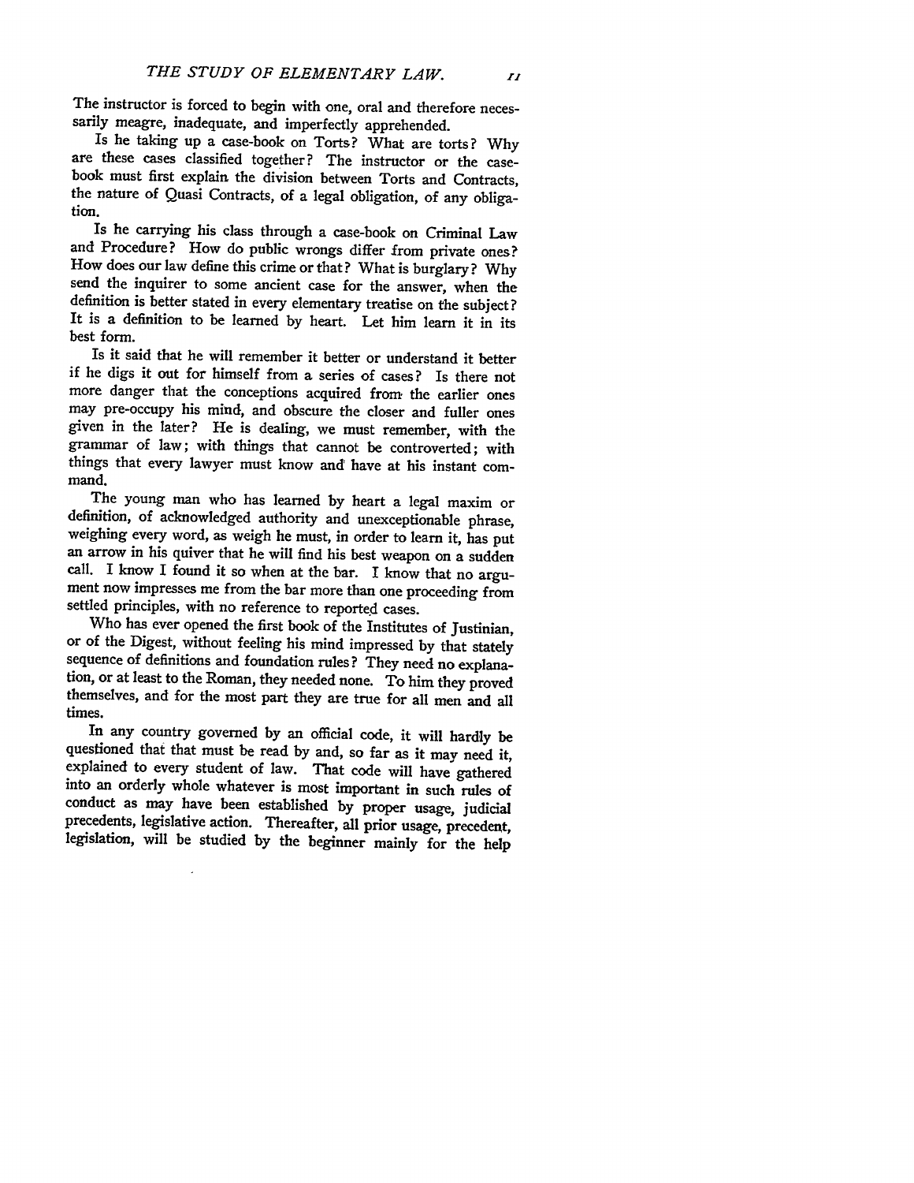The instructor is forced to begin with one, oral and therefore necessarily meagre, inadequate, and imperfectly apprehended.

Is he taking up a case-book on Torts? What are torts? Why are these cases classified together? The instructor or the case-book must first explain the division between Torts and Contracts, the nature of Quasi Contracts, of a legal obligation, of any obligation.

Is he carrying his class through a case-book on Criminal Law and Procedure? How do public wrongs differ from private ones? How does our law define this crime or that? What is burglary? Why send the inquirer to some ancient case for the answer, when the definition is better stated in every elementary treatise on the subject? It is a definition to be learned by heart. Let him learn it in its best form.

Is it said that he will remember it better or understand it better if he digs it out for himself from a series of cases? Is there not more danger that the conceptions acquired from the earlier ones may pre-occupy his mind, and obscure the closer and fuller ones given in the later? He is dealing, we must remember, with the grammar of law; with things that cannot be controverted; with things that every lawyer must know and have at his instant command.

The young man who has learned by heart a legal maxim or definition, of acknowledged authority and unexceptionable phrase, weighing every word, as weigh he must, in order to learn it, has put an arrow in his quiver that he will find his best weapon on a sudden call. I know I found it so when at the bar. I know that no argument now impresses me from the bar more than one proceeding from settled principles, with no reference to reported cases.

Who has ever opened the first book of the Institutes of Justinian, or of the Digest, without feeling his mind impressed by that stately sequence of definitions and foundation rules? They need no explanation, or at least to the Roman, they needed none. To him they proved themselves, and for the most part they are true for all men and all times.

In any country governed by an official code, it will hardly be questioned that that must be read by and, so far as it may need it, explained to every student of law. That code will have gathered into an orderly whole whatever is most important in such rules of conduct as may have been established by proper usage, judicial precedents, legislative action. Thereafter, all prior usage, precedent, legislation, will be studied by the beginner mainly for the help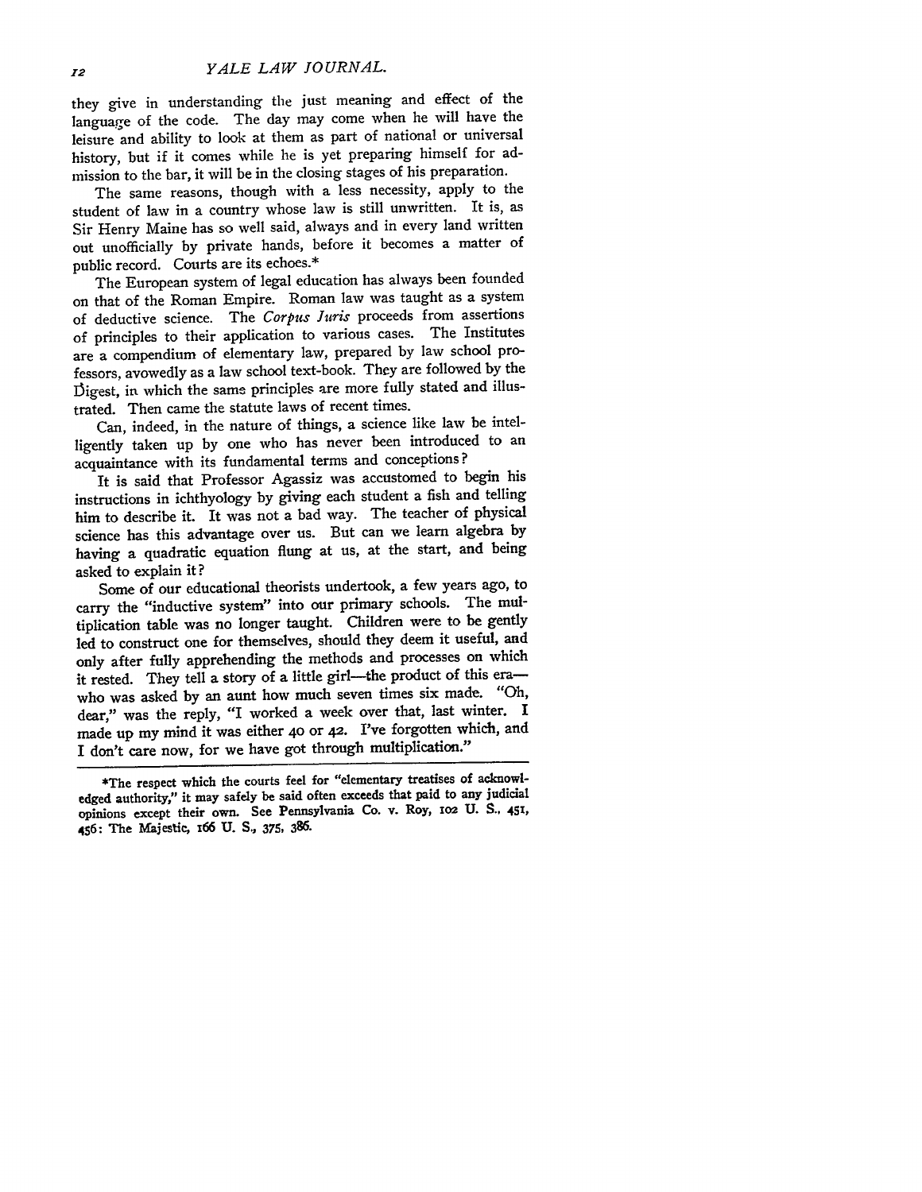they give in understanding the just meaning and effect of the language of the code. The day may come when he will have the leisure and ability to look at them as part of national or universal history, but if it comes while he is yet preparing himself for admission to the bar, it will be in the closing stages of his preparation.

The same reasons, though with a less necessity, apply to the student of law in a country whose law is still unwritten. It is, as Sir Henry Maine has so well said, always and in every land written out unofficially by private hands, before it becomes a matter of public record. Courts are its echoes.*

The European system of legal education has always been founded on that of the Roman Empire. Roman law was taught as a system of deductive science. The *Corpus Juris* proceeds from assertions of principles to their application to various cases. The Institutes are a compendium of elementary law, prepared by law school professors, avowedly as a law school text-book. They are followed by the Digest, in which the same principles are more fully stated and illustrated. Then came the statute laws of recent times.

Can, indeed, in the nature of things, a science like law be intelligently taken up by one who has never been introduced to an acquaintance with its fundamental terms and conceptions?

It is said that Professor Agassiz was accustomed to begin his instructions in ichthyology by giving each student a fish and telling him to describe it. It was not a bad way. The teacher of physical science has this advantage over us. But can we learn algebra by having a quadratic equation flung at us, at the start, and being asked to explain it?

Some of our educational theorists undertook, a few years ago, to carry the "inductive system" into our primary schools. The multiplication table was no longer taught. Children were to be gently led to construct one for themselves, should they deem it useful, and only after fully apprehending the methods and processes on which it rested. They tell a story of a little girl—the product of this era—who was asked by an aunt how much seven times six made. "Oh, dear," was the reply, "I worked a week over that, last winter. I made up my mind it was either 40 or 42. I've forgotten which, and I don't care now, for we have got through multiplication."

---

*The respect which the courts feel for "elementary treatises of acknowledged authority," it may safely be said often exceeds that paid to any judicial opinions except their own. See Pennsylvania Co. v. Roy, 102 U. S., 451, 456: The Majestic, 166 U. S., 375, 386.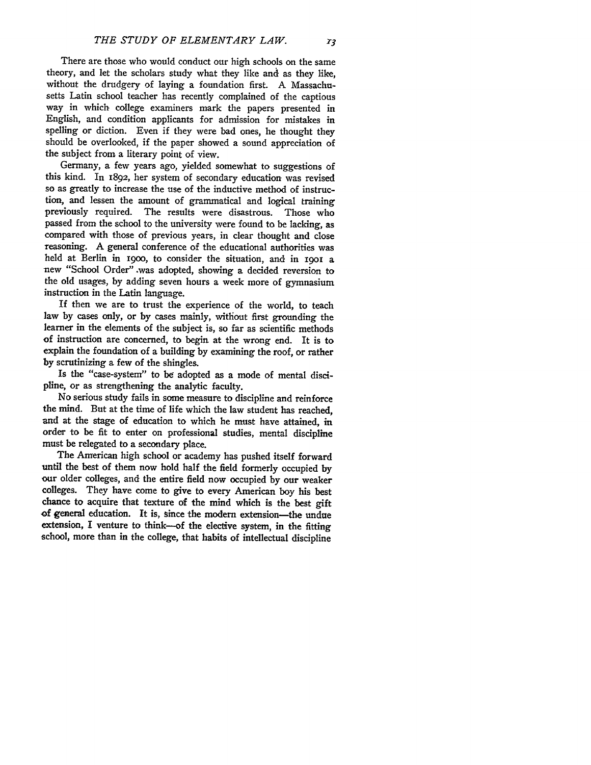There are those who would conduct our high schools on the same theory, and let the scholars study what they like and as they like, without the drudgery of laying a foundation first. A Massachusetts Latin school teacher has recently complained of the captious way in which college examiners mark the papers presented in English, and condition applicants for admission for mistakes in spelling or diction. Even if they were bad ones, he thought they should be overlooked, if the paper showed a sound appreciation of the subject from a literary point of view.

Germany, a few years ago, yielded somewhat to suggestions of this kind. In 1892, her system of secondary education was revised so as greatly to increase the use of the inductive method of instruction, and lessen the amount of grammatical and logical training previously required. The results were disastrous. Those who passed from the school to the university were found to be lacking, as compared with those of previous years, in clear thought and close reasoning. A general conference of the educational authorities was held at Berlin in 1900, to consider the situation, and in 1901 a new "School Order" was adopted, showing a decided reversion to the old usages, by adding seven hours a week more of gymnasium instruction in the Latin language.

If then we are to trust the experience of the world, to teach law by cases only, or by cases mainly, without first grounding the learner in the elements of the subject is, so far as scientific methods of instruction are concerned, to begin at the wrong end. It is to explain the foundation of a building by examining the roof, or rather by scrutinizing a few of the shingles.

Is the "case-system" to be adopted as a mode of mental discipline, or as strengthening the analytic faculty.

No serious study fails in some measure to discipline and reinforce the mind. But at the time of life which the law student has reached, and at the stage of education to which he must have attained, in order to be fit to enter on professional studies, mental discipline must be relegated to a secondary place.

The American high school or academy has pushed itself forward until the best of them now hold half the field formerly occupied by our older colleges, and the entire field now occupied by our weaker colleges. They have come to give to every American boy his best chance to acquire that texture of the mind which is the best gift of general education. It is, since the modern extension—the undue extension, I venture to think—of the elective system, in the fitting school, more than in the college, that habits of intellectual discipline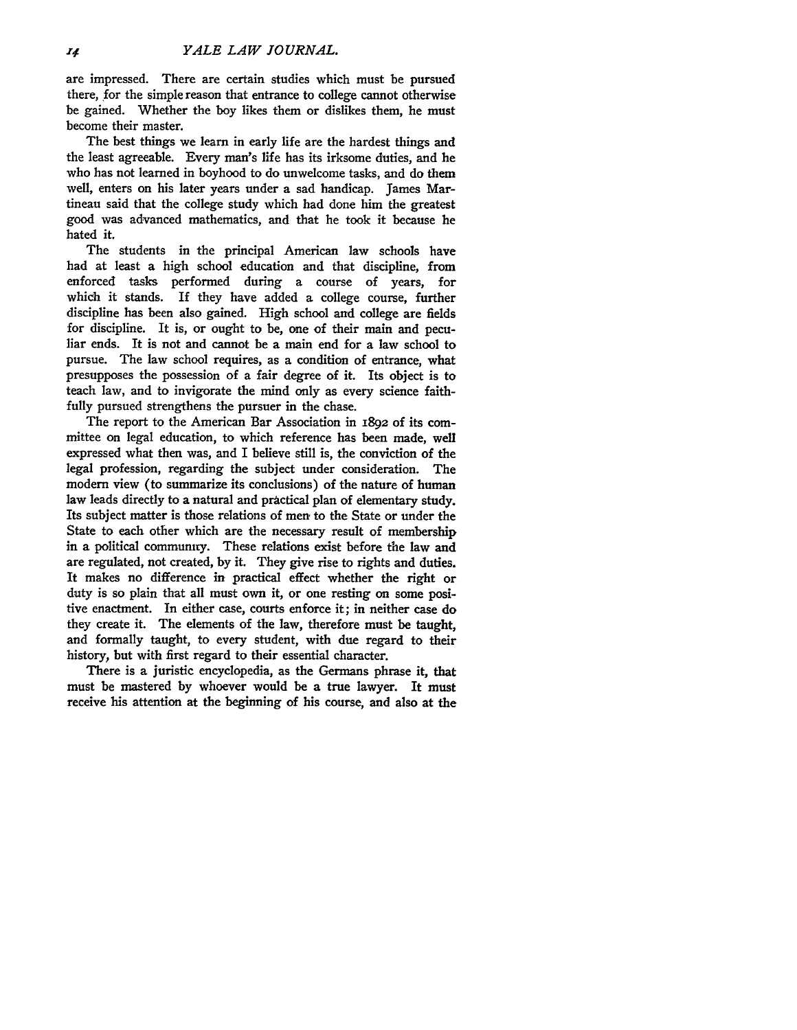are impressed. There are certain studies which must be pursued there, for the simple reason that entrance to college cannot otherwise be gained. Whether the boy likes them or dislikes them, he must become their master.

The best things we learn in early life are the hardest things and the least agreeable. Every man's life has its irksome duties, and he who has not learned in boyhood to do unwelcome tasks, and do them well, enters on his later years under a sad handicap. James Martineau said that the college study which had done him the greatest good was advanced mathematics, and that he took it because he hated it.

The students in the principal American law schools have had at least a high school education and that discipline, from enforced tasks performed during a course of years, for which it stands. If they have added a college course, further discipline has been also gained. High school and college are fields for discipline. It is, or ought to be, one of their main and peculiar ends. It is not and cannot be a main end for a law school to pursue. The law school requires, as a condition of entrance, what presupposes the possession of a fair degree of it. Its object is to teach law, and to invigorate the mind only as every science faithfully pursued strengthens the pursuer in the chase.

The report to the American Bar Association in 1892 of its committee on legal education, to which reference has been made, well expressed what then was, and I believe still is, the conviction of the legal profession, regarding the subject under consideration. The modern view (to summarize its conclusions) of the nature of human law leads directly to a natural and practical plan of elementary study. Its subject matter is those relations of men to the State or under the State to each other which are the necessary result of membership in a political community. These relations exist before the law and are regulated, not created, by it. They give rise to rights and duties. It makes no difference in practical effect whether the right or duty is so plain that all must own it, or one resting on some positive enactment. In either case, courts enforce it; in neither case do they create it. The elements of the law, therefore must be taught, and formally taught, to every student, with due regard to their history, but with first regard to their essential character.

There is a juristic encyclopedia, as the Germans phrase it, that must be mastered by whoever would be a true lawyer. It must receive his attention at the beginning of his course, and also at the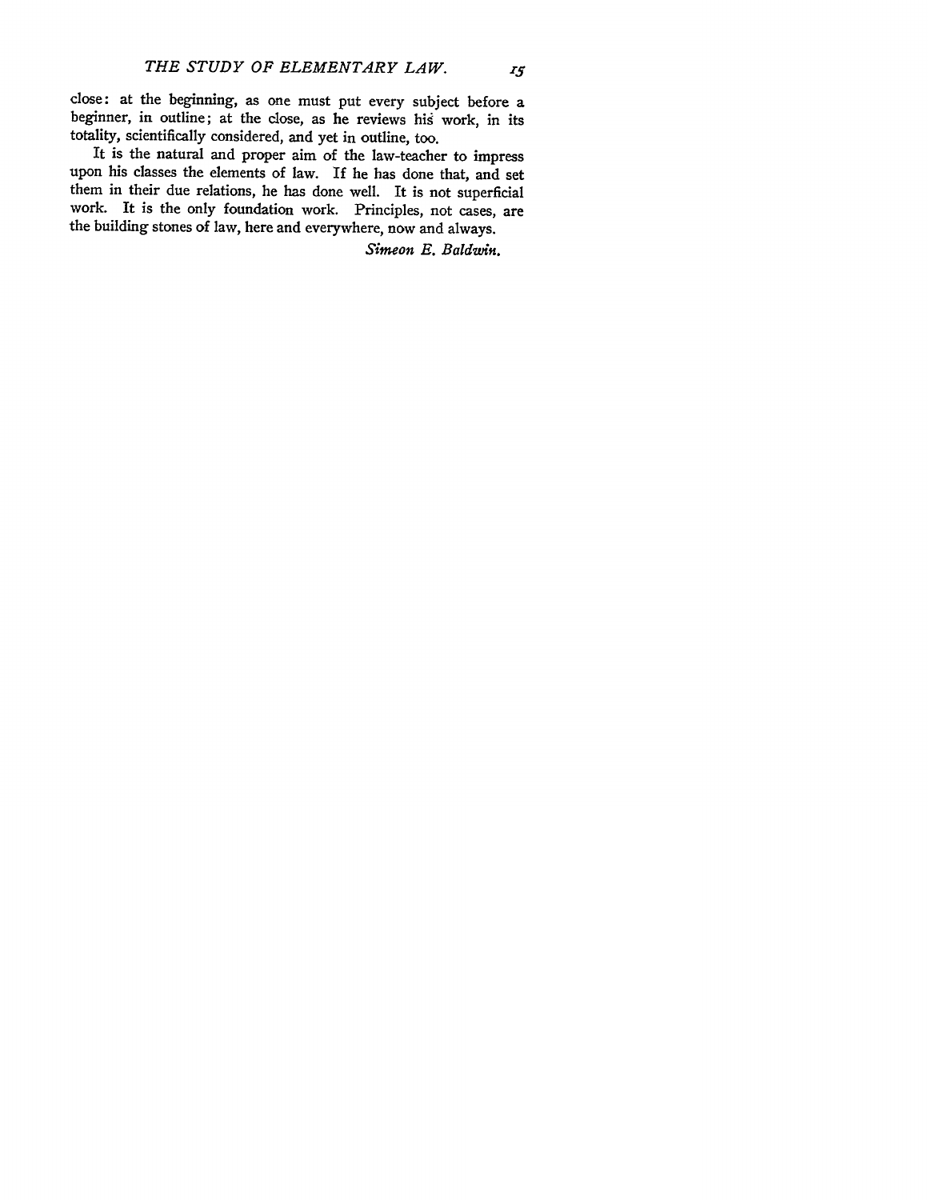close: at the beginning, as one must put every subject before a beginner, in outline; at the close, as he reviews his work, in its totality, scientifically considered, and yet in outline, too.

It is the natural and proper aim of the law-teacher to impress upon his classes the elements of law. If he has done that, and set them in their due relations, he has done well. It is not superficial work. It is the only foundation work. Principles, not cases, are the building stones of law, here and everywhere, now and always.

*Simeon E. Baldwin.*